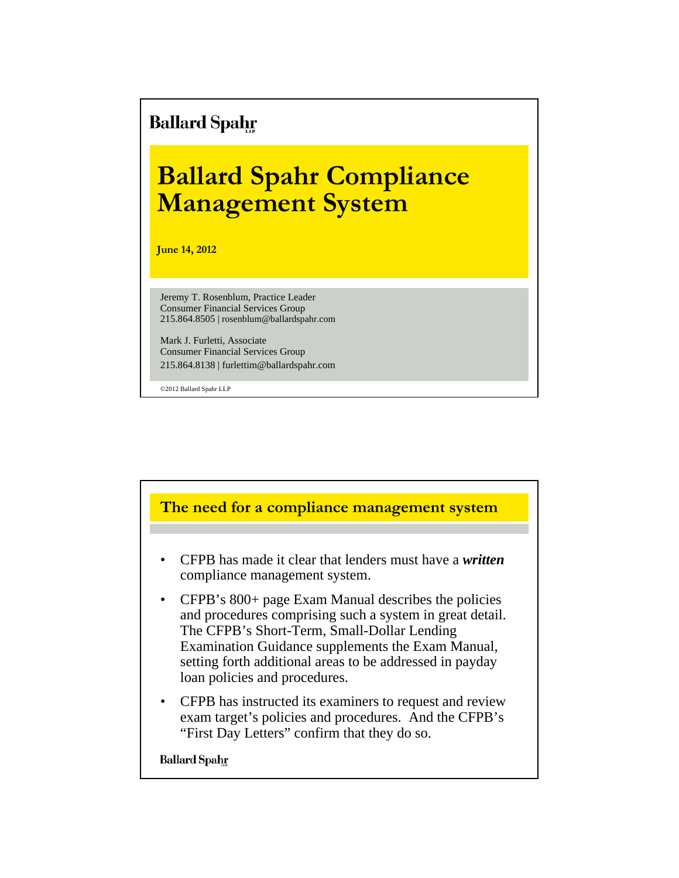Ballard Spahr

# Ballard Spahr Compliance Management System

**June 14, 2012**

Jeremy T. Rosenblum, Practice Leader
Consumer Financial Services Group
215.864.8505 | rosenblum@ballardspahr.com

Mark J. Furletti, Associate
Consumer Financial Services Group
215.864.8138 | furlettim@ballardspahr.com

©2012 Ballard Spahr LLP

## The need for a compliance management system

- CFPB has made it clear that lenders must have a ***written*** compliance management system.
- CFPB's 800+ page Exam Manual describes the policies and procedures comprising such a system in great detail. The CFPB's Short-Term, Small-Dollar Lending Examination Guidance supplements the Exam Manual, setting forth additional areas to be addressed in payday loan policies and procedures.
- CFPB has instructed its examiners to request and review exam target's policies and procedures. And the CFPB's "First Day Letters" confirm that they do so.

Ballard Spahr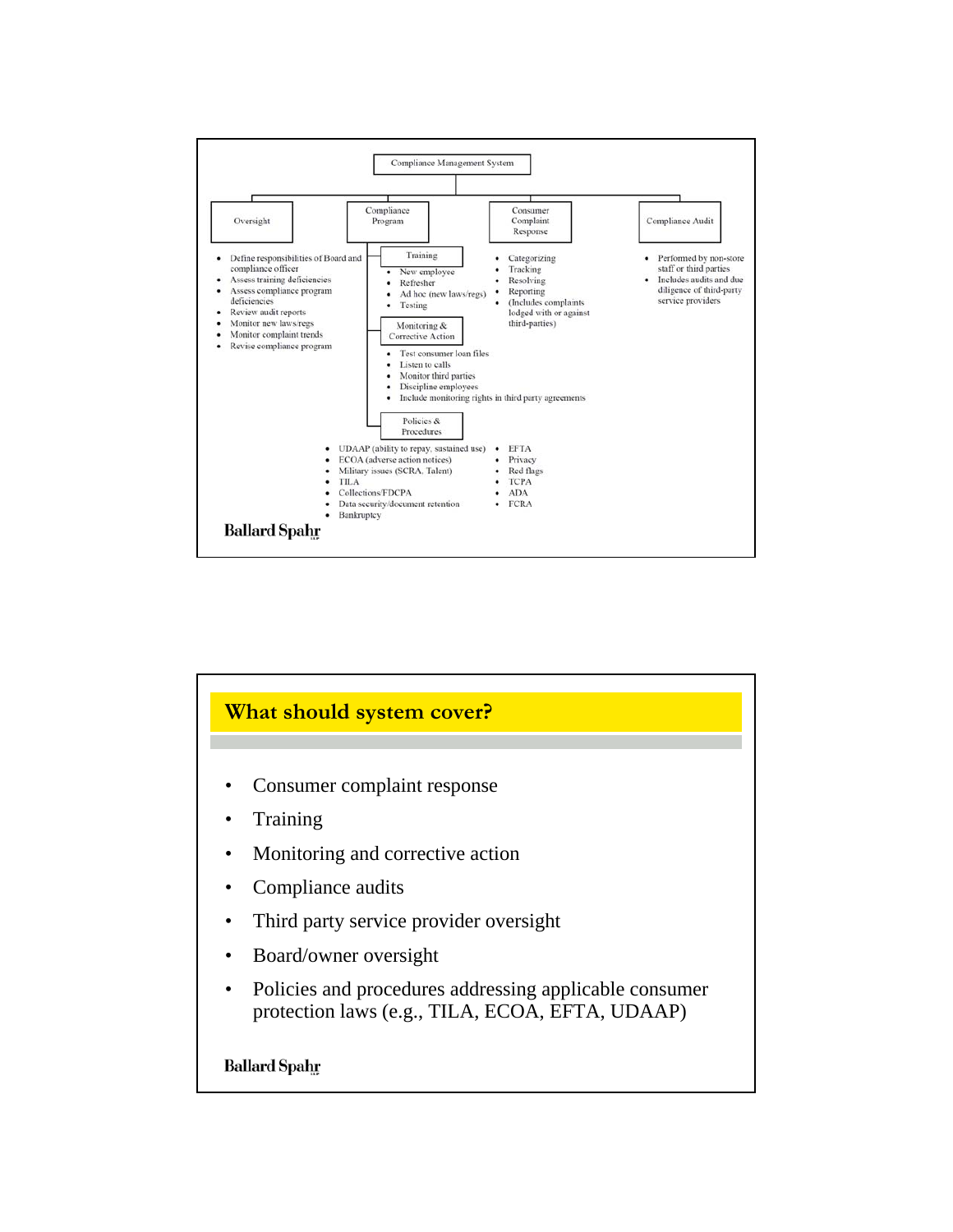# Compliance Management System

## Oversight

- Define responsibilities of Board and compliance officer
- Assess training deficiencies
- Assess compliance program deficiencies
- Review audit reports
- Monitor new laws/regs
- Monitor complaint trends
- Revise compliance program

## Compliance Program

### Training

- New employee
- Refresher
- Ad hoc (new laws/regs)
- Testing

### Monitoring & Corrective Action

- Test consumer loan files
- Listen to calls
- Monitor third parties
- Discipline employees
- Include monitoring rights in third party agreements

### Policies & Procedures

- UDAAP (ability to repay, sustained use)
- ECOA (adverse action notices)
- Military issues (SCRA, Talent)
- TILA
- Collections/FDCPA
- Data security/document retention
- Bankruptcy
- EFTA
- Privacy
- Red flags
- TCPA
- ADA
- FCRA

## Consumer Complaint Response

- Categorizing
- Tracking
- Resolving
- Reporting
- (Includes complaints lodged with or against third-parties)

## Compliance Audit

- Performed by non-store staff or third parties
- Includes audits and due diligence of third-party service providers

Ballard Spahr

# What should system cover?

- Consumer complaint response
- Training
- Monitoring and corrective action
- Compliance audits
- Third party service provider oversight
- Board/owner oversight
- Policies and procedures addressing applicable consumer protection laws (e.g., TILA, ECOA, EFTA, UDAAP)

Ballard Spahr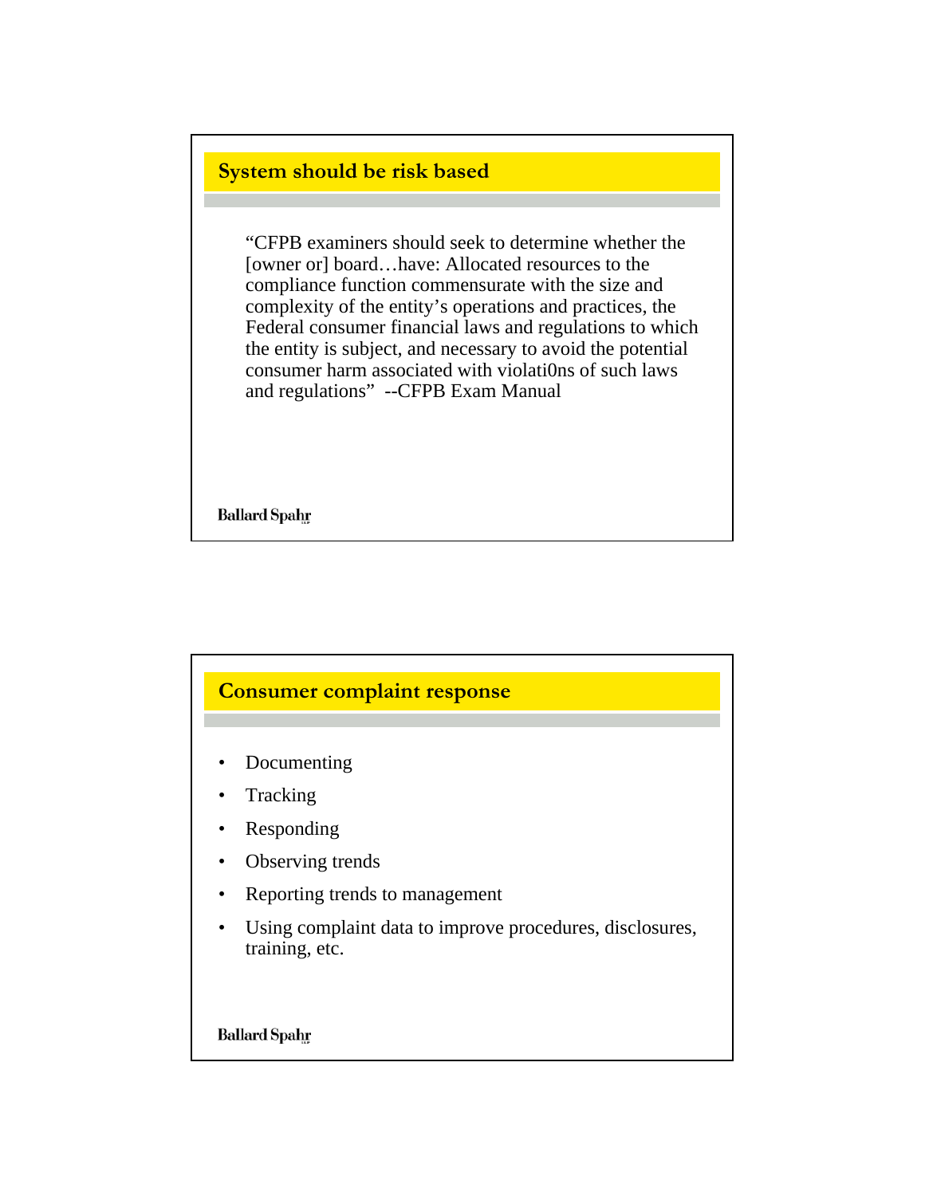## System should be risk based

"CFPB examiners should seek to determine whether the [owner or] board…have: Allocated resources to the compliance function commensurate with the size and complexity of the entity's operations and practices, the Federal consumer financial laws and regulations to which the entity is subject, and necessary to avoid the potential consumer harm associated with violati0ns of such laws and regulations" --CFPB Exam Manual

Ballard Spahr

## Consumer complaint response

- Documenting
- Tracking
- Responding
- Observing trends
- Reporting trends to management
- Using complaint data to improve procedures, disclosures, training, etc.

Ballard Spahr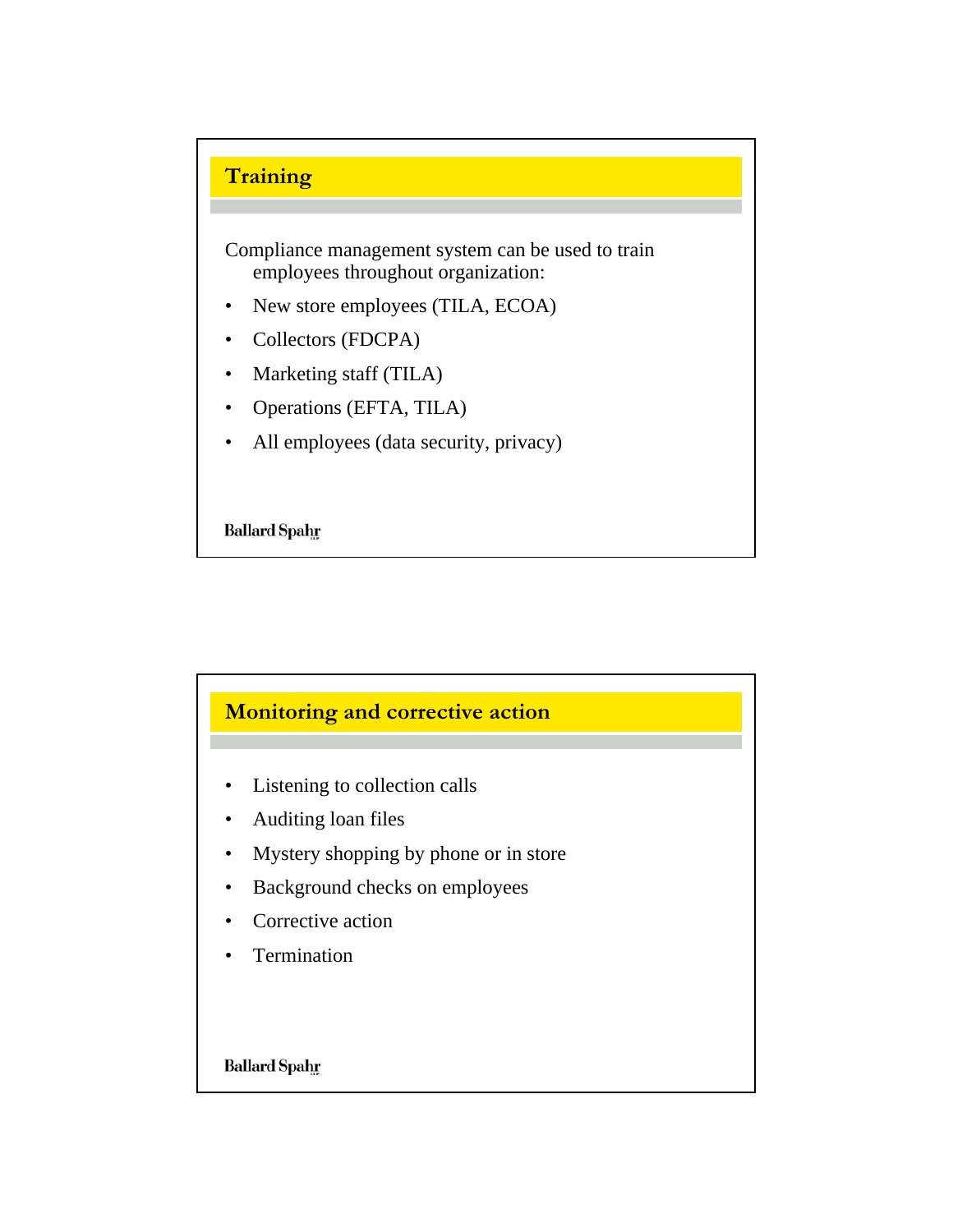## Training

Compliance management system can be used to train employees throughout organization:

- New store employees (TILA, ECOA)
- Collectors (FDCPA)
- Marketing staff (TILA)
- Operations (EFTA, TILA)
- All employees (data security, privacy)

Ballard Spahr

## Monitoring and corrective action

- Listening to collection calls
- Auditing loan files
- Mystery shopping by phone or in store
- Background checks on employees
- Corrective action
- Termination

Ballard Spahr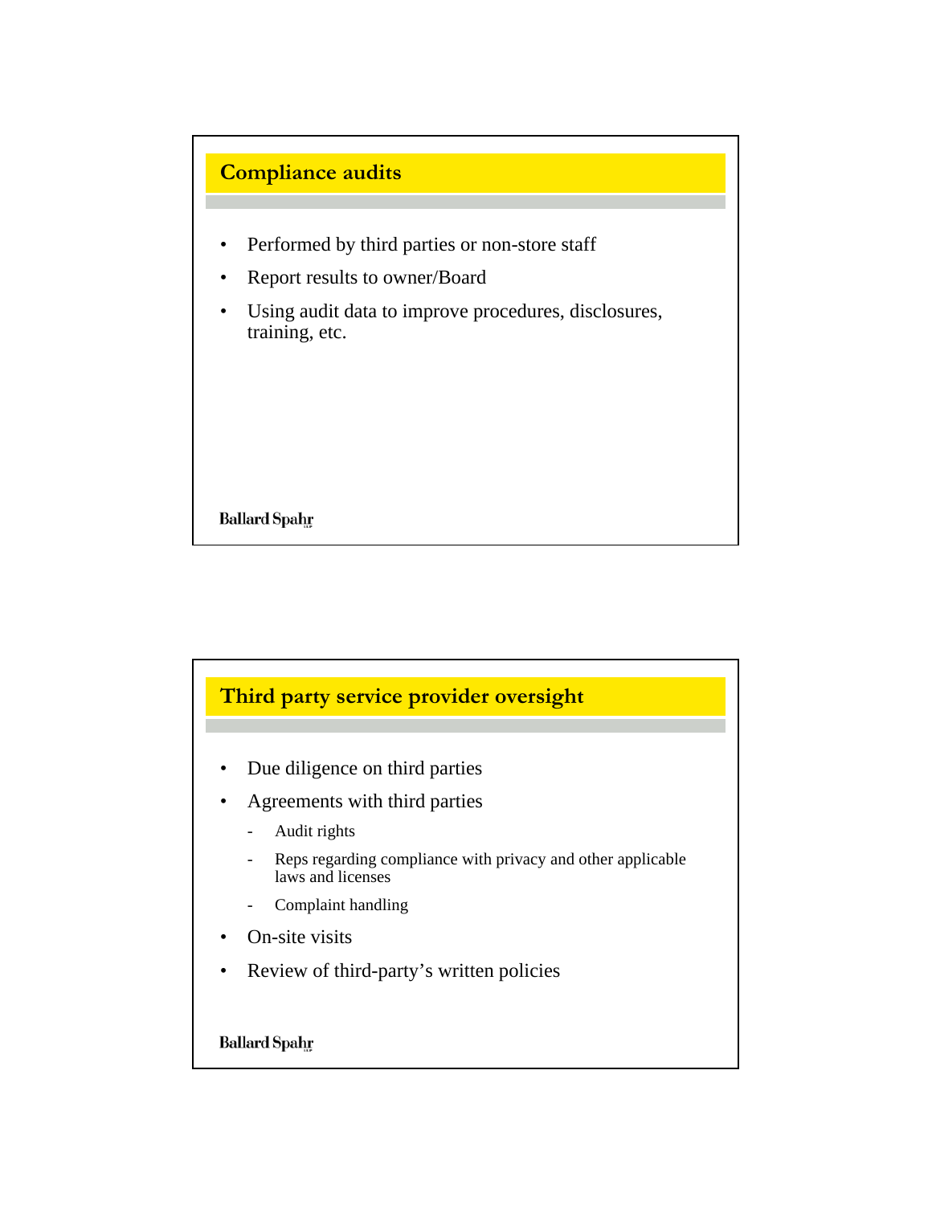## Compliance audits

- Performed by third parties or non-store staff
- Report results to owner/Board
- Using audit data to improve procedures, disclosures, training, etc.

Ballard Spahr

## Third party service provider oversight

- Due diligence on third parties
- Agreements with third parties
  - Audit rights
  - Reps regarding compliance with privacy and other applicable laws and licenses
  - Complaint handling
- On-site visits
- Review of third-party's written policies

Ballard Spahr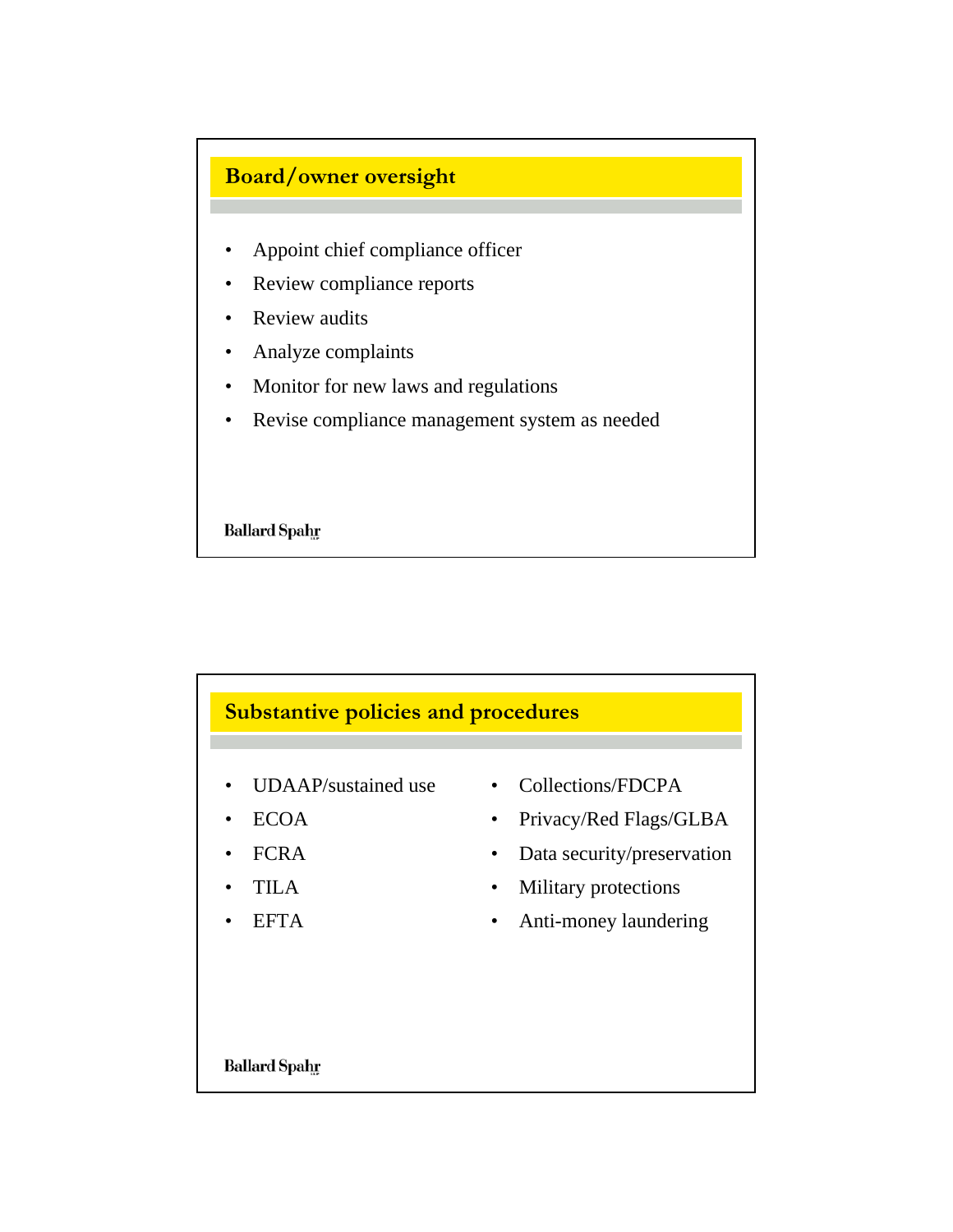## Board/owner oversight

- Appoint chief compliance officer
- Review compliance reports
- Review audits
- Analyze complaints
- Monitor for new laws and regulations
- Revise compliance management system as needed

Ballard Spahr

## Substantive policies and procedures

- UDAAP/sustained use
- ECOA
- FCRA
- TILA
- EFTA
- Collections/FDCPA
- Privacy/Red Flags/GLBA
- Data security/preservation
- Military protections
- Anti-money laundering

Ballard Spahr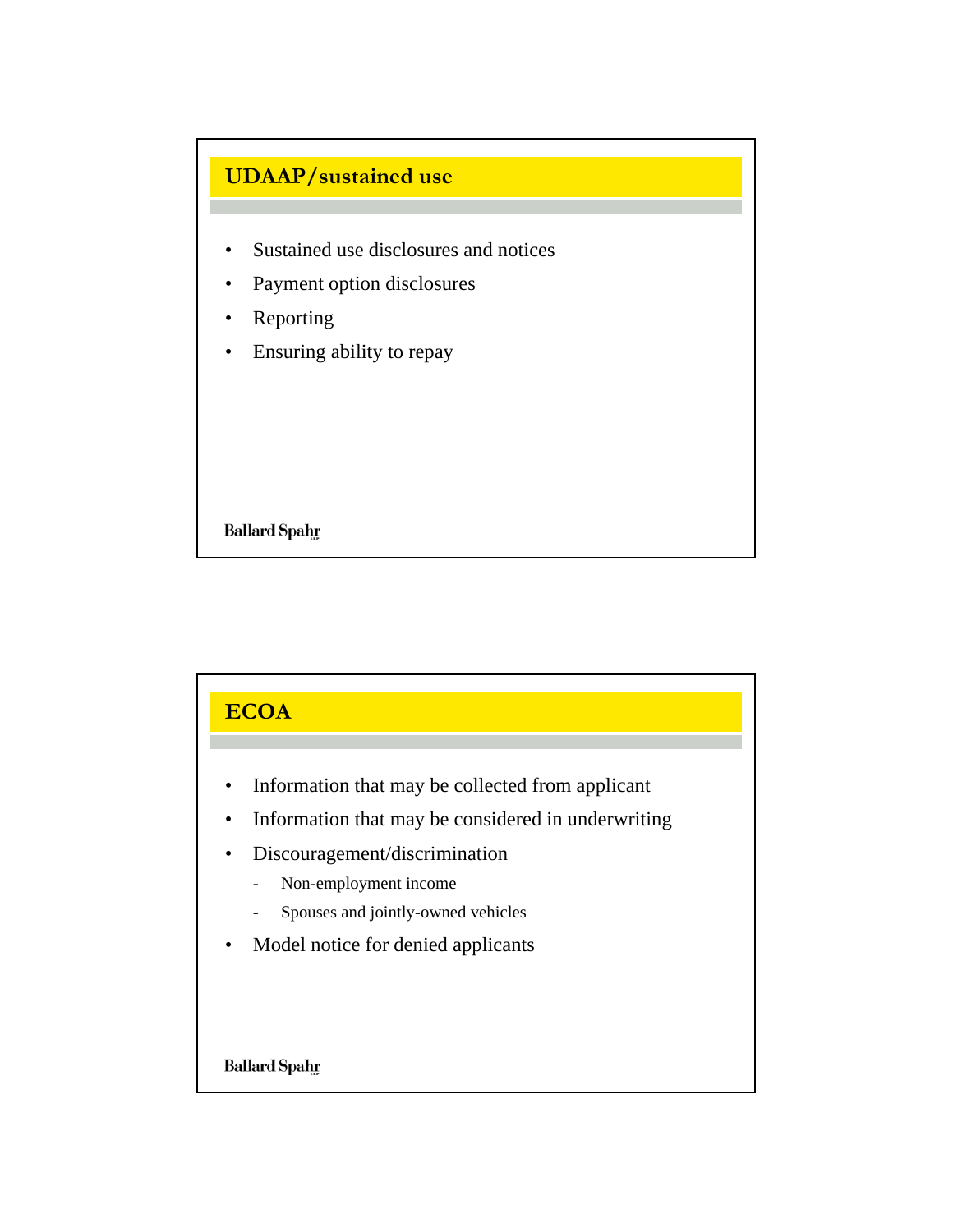## UDAAP/sustained use

- Sustained use disclosures and notices
- Payment option disclosures
- Reporting
- Ensuring ability to repay

Ballard Spahr

## ECOA

- Information that may be collected from applicant
- Information that may be considered in underwriting
- Discouragement/discrimination
  - Non-employment income
  - Spouses and jointly-owned vehicles
- Model notice for denied applicants

Ballard Spahr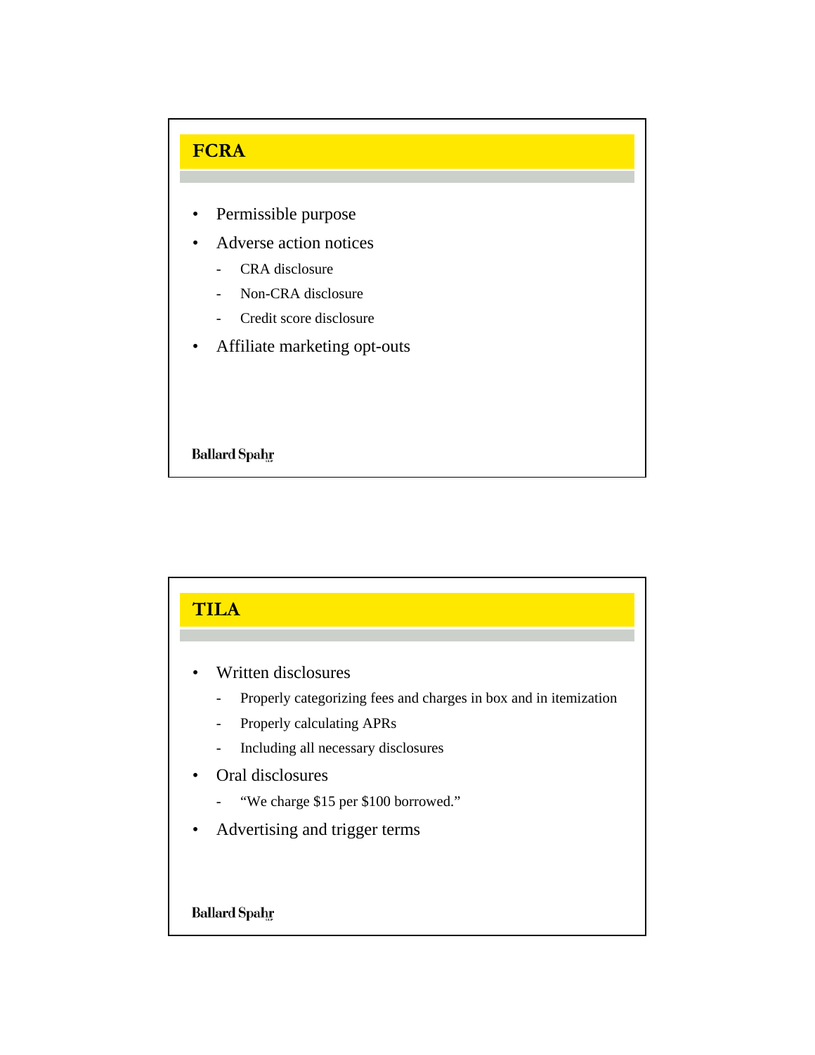## FCRA

- Permissible purpose
- Adverse action notices
  - CRA disclosure
  - Non-CRA disclosure
  - Credit score disclosure
- Affiliate marketing opt-outs

Ballard Spahr

## TILA

- Written disclosures
  - Properly categorizing fees and charges in box and in itemization
  - Properly calculating APRs
  - Including all necessary disclosures
- Oral disclosures
  - "We charge $15 per $100 borrowed."
- Advertising and trigger terms

Ballard Spahr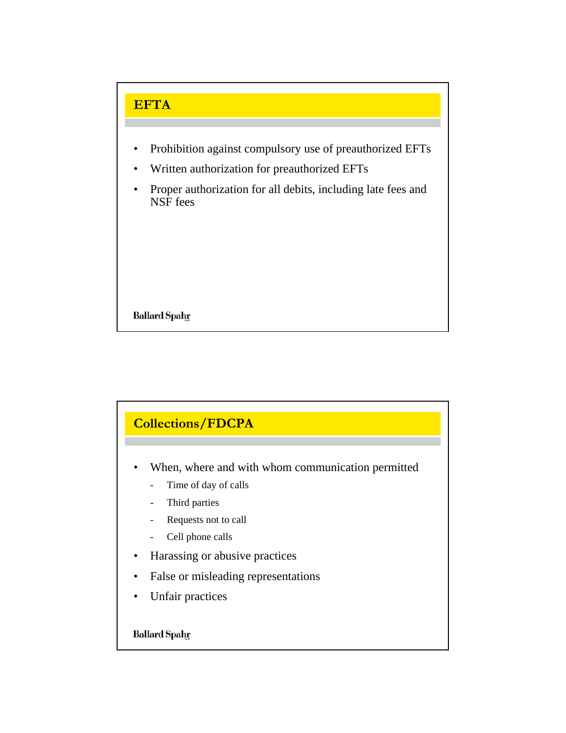## EFTA

- Prohibition against compulsory use of preauthorized EFTs
- Written authorization for preauthorized EFTs
- Proper authorization for all debits, including late fees and NSF fees

Ballard Spahr

## Collections/FDCPA

- When, where and with whom communication permitted
  - Time of day of calls
  - Third parties
  - Requests not to call
  - Cell phone calls
- Harassing or abusive practices
- False or misleading representations
- Unfair practices

Ballard Spahr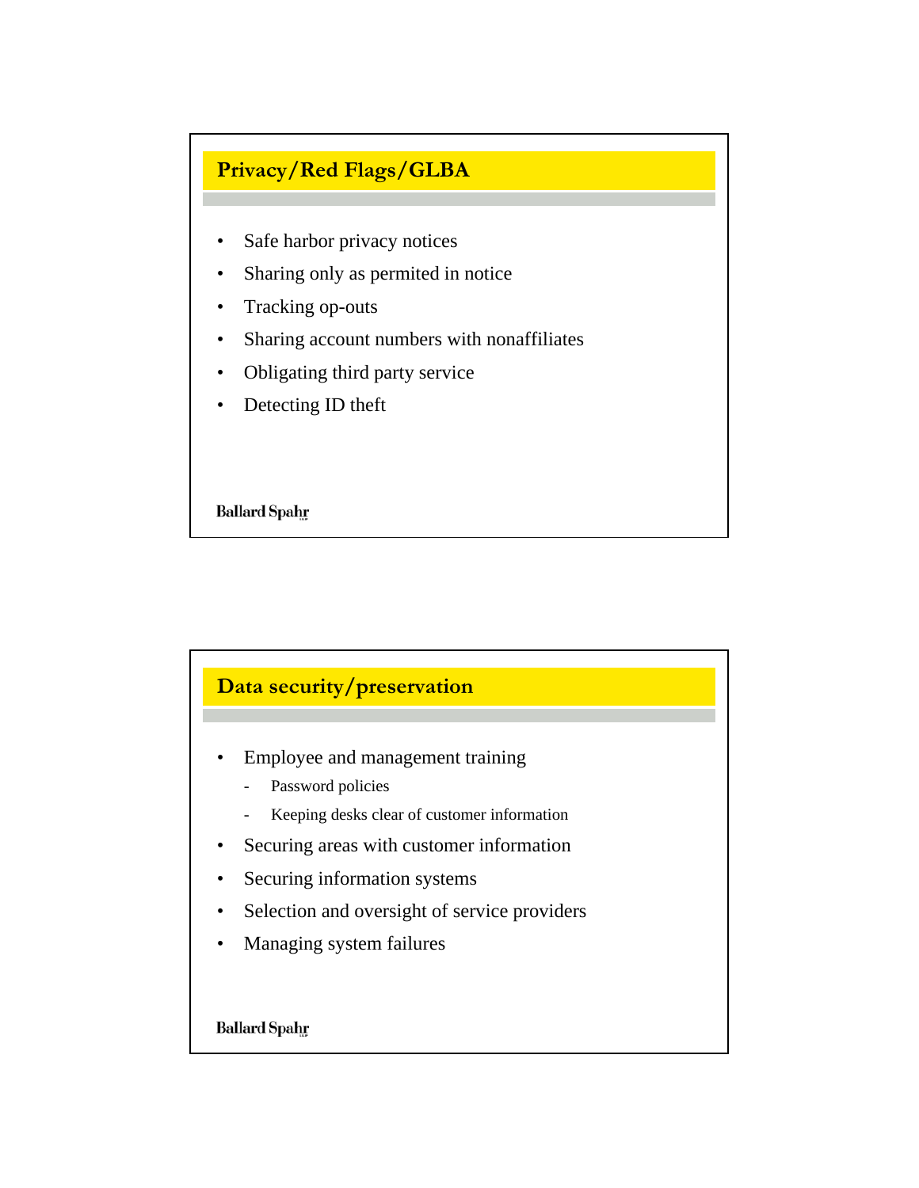## Privacy/Red Flags/GLBA

- Safe harbor privacy notices
- Sharing only as permited in notice
- Tracking op-outs
- Sharing account numbers with nonaffiliates
- Obligating third party service
- Detecting ID theft

Ballard Spahr

## Data security/preservation

- Employee and management training
  - Password policies
  - Keeping desks clear of customer information
- Securing areas with customer information
- Securing information systems
- Selection and oversight of service providers
- Managing system failures

Ballard Spahr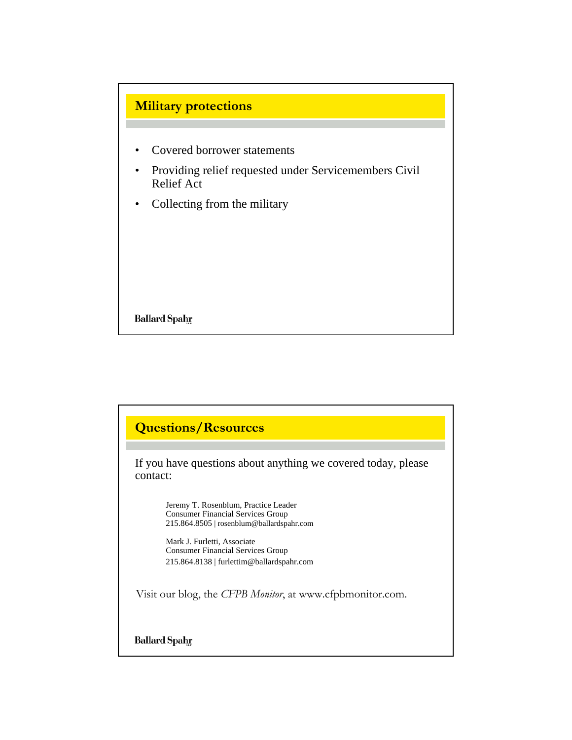## Military protections

- Covered borrower statements
- Providing relief requested under Servicemembers Civil Relief Act
- Collecting from the military

Ballard Spahr

## Questions/Resources

If you have questions about anything we covered today, please contact:

Jeremy T. Rosenblum, Practice Leader
Consumer Financial Services Group
215.864.8505 | rosenblum@ballardspahr.com

Mark J. Furletti, Associate
Consumer Financial Services Group
215.864.8138 | furlettim@ballardspahr.com

Visit our blog, the *CFPB Monitor*, at www.cfpbmonitor.com.

Ballard Spahr